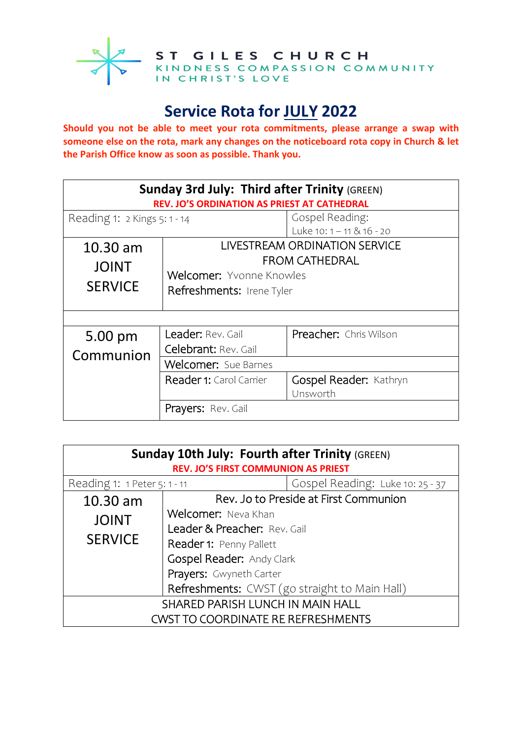**ST GILES CHURCH**
KINDNESS COMPASSION COMMUNITY
IN CHRIST'S LOVE

# Service Rota for JULY 2022

**Should you not be able to meet your rota commitments, please arrange a swap with someone else on the rota, mark any changes on the noticeboard rota copy in Church & let the Parish Office know as soon as possible. Thank you.**

| **Sunday 3rd July: Third after Trinity** (GREEN) **REV. JO'S ORDINATION AS PRIEST AT CATHEDRAL** | | |
|---|---|---|
| Reading 1: 2 Kings 5: 1 - 14 | | Gospel Reading: Luke 10: 1 – 11 & 16 - 20 |
| 10.30 am JOINT SERVICE | LIVESTREAM ORDINATION SERVICE FROM CATHEDRAL<br>Welcomer: Yvonne Knowles<br>Refreshments: Irene Tyler | |
| | | |
| 5.00 pm Communion | Leader: Rev. Gail<br>Celebrant: Rev. Gail | Preacher: Chris Wilson |
| | Welcomer: Sue Barnes | |
| | Reader 1: Carol Carrier | Gospel Reader: Kathryn Unsworth |
| | Prayers: Rev. Gail | |

| **Sunday 10th July: Fourth after Trinity** (GREEN) **REV. JO'S FIRST COMMUNION AS PRIEST** | | |
|---|---|---|
| Reading 1: 1 Peter 5: 1 - 11 | | Gospel Reading: Luke 10: 25 - 37 |
| 10.30 am JOINT SERVICE | Rev. Jo to Preside at First Communion<br>Welcomer: Neva Khan<br>Leader & Preacher: Rev. Gail<br>Reader 1: Penny Pallett<br>Gospel Reader: Andy Clark<br>Prayers: Gwyneth Carter<br>Refreshments: CWST (go straight to Main Hall) | |
| SHARED PARISH LUNCH IN MAIN HALL<br>CWST TO COORDINATE RE REFRESHMENTS | | |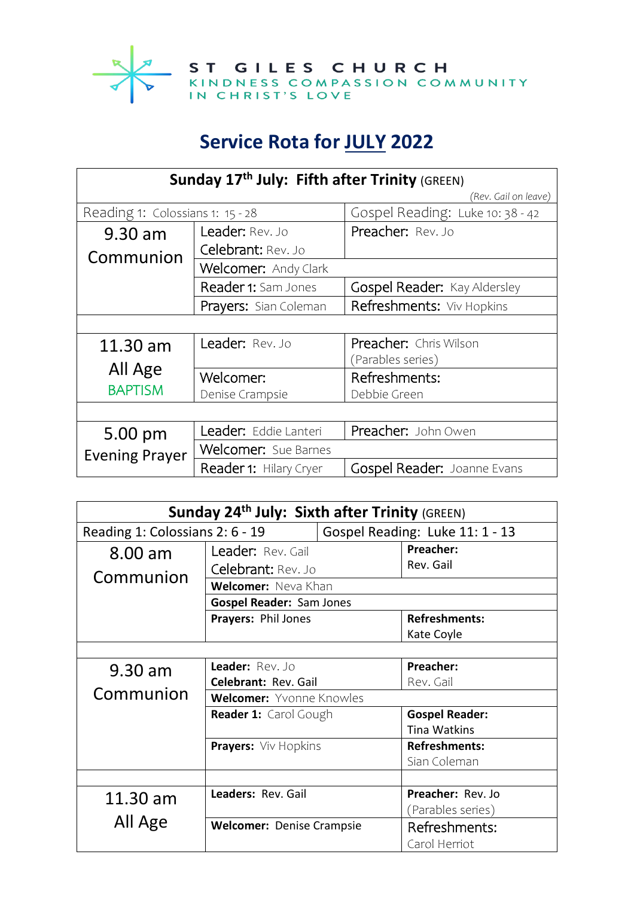ST GILES CHURCH
KINDNESS COMPASSION COMMUNITY
IN CHRIST'S LOVE

# Service Rota for JULY 2022

| Sunday 17th July: Fifth after Trinity (GREEN) | | |
|---|---|---|
| *(Rev. Gail on leave)* | | |
| Reading 1: Colossians 1: 15 - 28 | | Gospel Reading: Luke 10: 38 - 42 |
| 9.30 am Communion | Leader: Rev. Jo<br>Celebrant: Rev. Jo | Preacher: Rev. Jo |
| | Welcomer: Andy Clark | |
| | Reader 1: Sam Jones | Gospel Reader: Kay Aldersley |
| | Prayers: Sian Coleman | Refreshments: Viv Hopkins |
| | | |
| 11.30 am All Age BAPTISM | Leader: Rev. Jo | Preacher: Chris Wilson (Parables series) |
| | Welcomer: Denise Crampsie | Refreshments: Debbie Green |
| | | |
| 5.00 pm Evening Prayer | Leader: Eddie Lanteri | Preacher: John Owen |
| | Welcomer: Sue Barnes | |
| | Reader 1: Hilary Cryer | Gospel Reader: Joanne Evans |

| Sunday 24th July: Sixth after Trinity (GREEN) | | |
|---|---|---|
| Reading 1: Colossians 2: 6 - 19 | | Gospel Reading: Luke 11: 1 - 13 |
| 8.00 am Communion | Leader: Rev. Gail<br>Celebrant: Rev. Jo | **Preacher:** Rev. Gail |
| | **Welcomer:** Neva Khan | |
| | **Gospel Reader:** Sam Jones | |
| | **Prayers:** Phil Jones | **Refreshments:** Kate Coyle |
| | | |
| 9.30 am Communion | **Leader:** Rev. Jo<br>**Celebrant:** Rev. Gail | **Preacher:** Rev. Gail |
| | **Welcomer:** Yvonne Knowles | |
| | **Reader 1:** Carol Gough | **Gospel Reader:** Tina Watkins |
| | **Prayers:** Viv Hopkins | **Refreshments:** Sian Coleman |
| | | |
| 11.30 am All Age | **Leaders:** Rev. Gail | **Preacher:** Rev. Jo (Parables series) |
| | **Welcomer:** Denise Crampsie | Refreshments: Carol Herriot |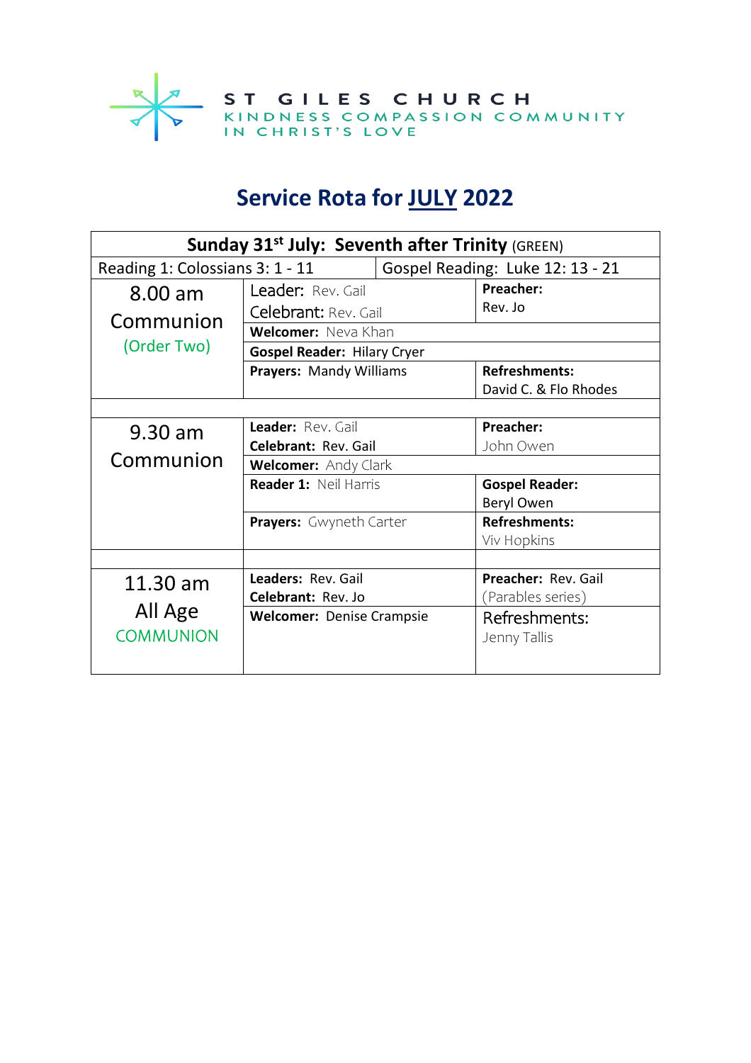ST GILES CHURCH
KINDNESS COMPASSION COMMUNITY
IN CHRIST'S LOVE

# Service Rota for JULY 2022

| Sunday 31st July: Seventh after Trinity (GREEN) | | |
|---|---|---|
| Reading 1: Colossians 3: 1 - 11 | Gospel Reading: Luke 12: 13 - 21 | |
| 8.00 am Communion (Order Two) | Leader: Rev. Gail<br>Celebrant: Rev. Gail | **Preacher:** Rev. Jo |
| | **Welcomer:** Neva Khan | |
| | **Gospel Reader:** Hilary Cryer | |
| | **Prayers:** Mandy Williams | **Refreshments:** David C. & Flo Rhodes |
| | | |
| 9.30 am Communion | **Leader:** Rev. Gail<br>**Celebrant:** Rev. Gail | **Preacher:** John Owen |
| | **Welcomer:** Andy Clark | |
| | **Reader 1:** Neil Harris | **Gospel Reader:** Beryl Owen |
| | **Prayers:** Gwyneth Carter | **Refreshments:** Viv Hopkins |
| | | |
| 11.30 am All Age COMMUNION | **Leaders:** Rev. Gail<br>**Celebrant:** Rev. Jo | **Preacher:** Rev. Gail (Parables series) |
| | **Welcomer:** Denise Crampsie | Refreshments: Jenny Tallis |